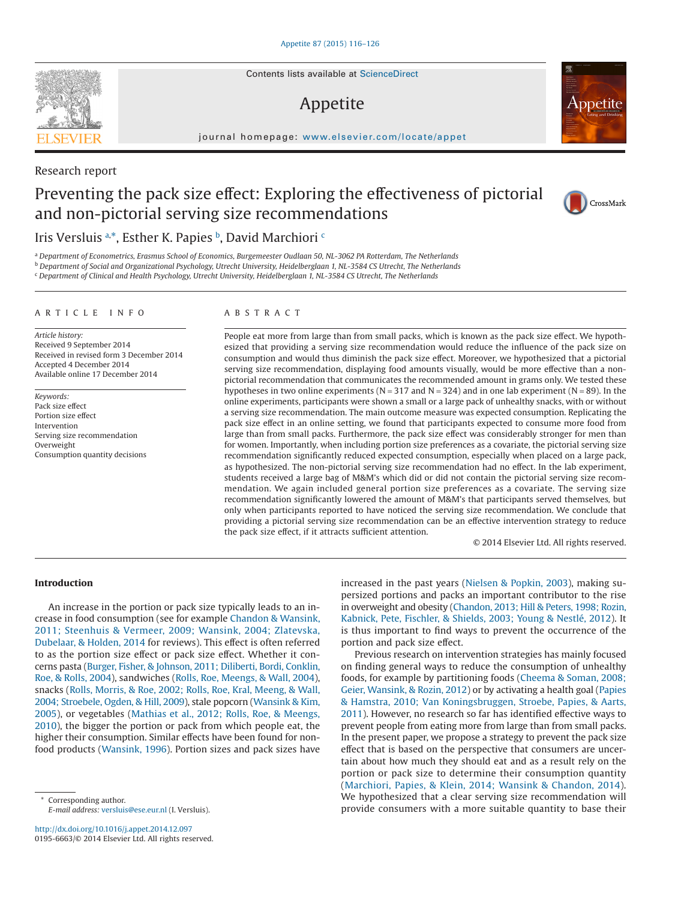Contents lists available at ScienceDirect

# Appetite

journal homepage: www.elsevier.com/locate/appet

Research report

# Preventing the pack size effect: Exploring the effectiveness of pictorial and non-pictorial serving size recommendations

Iris Versluis [a,*], Esther K. Papies [b], David Marchiori [c]

[a] Department of Econometrics, Erasmus School of Economics, Burgemeester Oudlaan 50, NL-3062 PA Rotterdam, The Netherlands
[b] Department of Social and Organizational Psychology, Utrecht University, Heidelberglaan 1, NL-3584 CS Utrecht, The Netherlands
[c] Department of Clinical and Health Psychology, Utrecht University, Heidelberglaan 1, NL-3584 CS Utrecht, The Netherlands

## ARTICLE INFO

*Article history:*
Received 9 September 2014
Received in revised form 3 December 2014
Accepted 4 December 2014
Available online 17 December 2014

*Keywords:*
Pack size effect
Portion size effect
Intervention
Serving size recommendation
Overweight
Consumption quantity decisions

## ABSTRACT

People eat more from large than from small packs, which is known as the pack size effect. We hypothesized that providing a serving size recommendation would reduce the influence of the pack size on consumption and would thus diminish the pack size effect. Moreover, we hypothesized that a pictorial serving size recommendation, displaying food amounts visually, would be more effective than a non-pictorial recommendation that communicates the recommended amount in grams only. We tested these hypotheses in two online experiments (N = 317 and N = 324) and in one lab experiment (N = 89). In the online experiments, participants were shown a small or a large pack of unhealthy snacks, with or without a serving size recommendation. The main outcome measure was expected consumption. Replicating the pack size effect in an online setting, we found that participants expected to consume more food from large than from small packs. Furthermore, the pack size effect was considerably stronger for men than for women. Importantly, when including portion size preferences as a covariate, the pictorial serving size recommendation significantly reduced expected consumption, especially when placed on a large pack, as hypothesized. The non-pictorial serving size recommendation had no effect. In the lab experiment, students received a large bag of M&M's which did or did not contain the pictorial serving size recommendation. We again included general portion size preferences as a covariate. The serving size recommendation significantly lowered the amount of M&M's that participants served themselves, but only when participants reported to have noticed the serving size recommendation. We conclude that providing a pictorial serving size recommendation can be an effective intervention strategy to reduce the pack size effect, if it attracts sufficient attention.

© 2014 Elsevier Ltd. All rights reserved.

## Introduction

An increase in the portion or pack size typically leads to an increase in food consumption (see for example Chandon & Wansink, 2011; Steenhuis & Vermeer, 2009; Wansink, 2004; Zlatevska, Dubelaar, & Holden, 2014 for reviews). This effect is often referred to as the portion size effect or pack size effect. Whether it concerns pasta (Burger, Fisher, & Johnson, 2011; Diliberti, Bordi, Conklin, Roe, & Rolls, 2004), sandwiches (Rolls, Roe, Meengs, & Wall, 2004), snacks (Rolls, Morris, & Roe, 2002; Rolls, Roe, Kral, Meeng, & Wall, 2004; Stroebele, Ogden, & Hill, 2009), stale popcorn (Wansink & Kim, 2005), or vegetables (Mathias et al., 2012; Rolls, Roe, & Meengs, 2010), the bigger the portion or pack from which people eat, the higher their consumption. Similar effects have been found for non-food products (Wansink, 1996). Portion sizes and pack sizes have increased in the past years (Nielsen & Popkin, 2003), making supersized portions and packs an important contributor to the rise in overweight and obesity (Chandon, 2013; Hill & Peters, 1998; Rozin, Kabnick, Pete, Fischler, & Shields, 2003; Young & Nestlé, 2012). It is thus important to find ways to prevent the occurrence of the portion and pack size effect.

Previous research on intervention strategies has mainly focused on finding general ways to reduce the consumption of unhealthy foods, for example by partitioning foods (Cheema & Soman, 2008; Geier, Wansink, & Rozin, 2012) or by activating a health goal (Papies & Hamstra, 2010; Van Koningsbruggen, Stroebe, Papies, & Aarts, 2011). However, no research so far has identified effective ways to prevent people from eating more from large than from small packs. In the present paper, we propose a strategy to prevent the pack size effect that is based on the perspective that consumers are uncertain about how much they should eat and as a result rely on the portion or pack size to determine their consumption quantity (Marchiori, Papies, & Klein, 2014; Wansink & Chandon, 2014). We hypothesized that a clear serving size recommendation will provide consumers with a more suitable quantity to base their

\* Corresponding author.
E-mail address: versluis@ese.eur.nl (I. Versluis).

http://dx.doi.org/10.1016/j.appet.2014.12.097
0195-6663/© 2014 Elsevier Ltd. All rights reserved.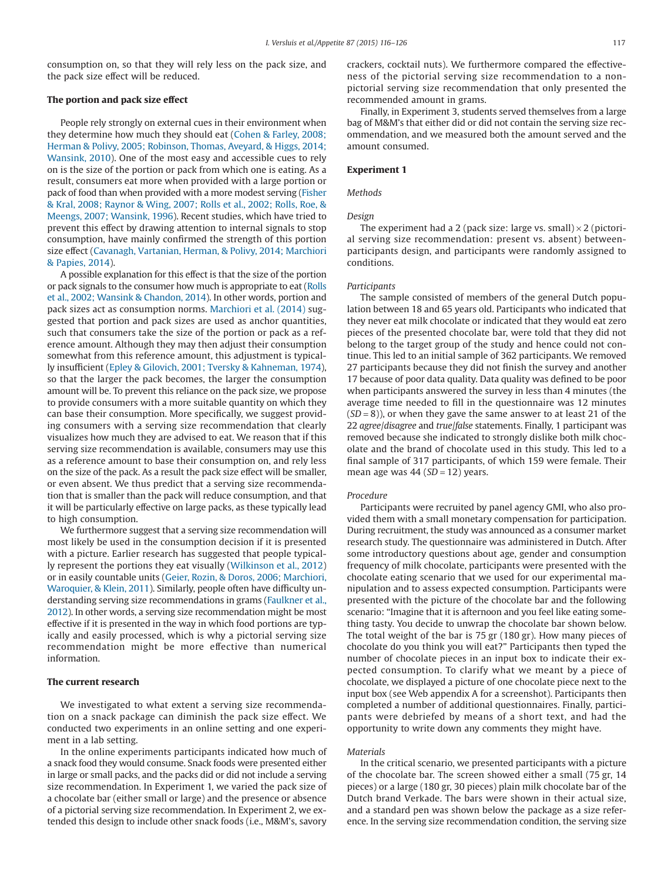consumption on, so that they will rely less on the pack size, and the pack size effect will be reduced.

### The portion and pack size effect

People rely strongly on external cues in their environment when they determine how much they should eat (Cohen & Farley, 2008; Herman & Polivy, 2005; Robinson, Thomas, Aveyard, & Higgs, 2014; Wansink, 2010). One of the most easy and accessible cues to rely on is the size of the portion or pack from which one is eating. As a result, consumers eat more when provided with a large portion or pack of food than when provided with a more modest serving (Fisher & Kral, 2008; Raynor & Wing, 2007; Rolls et al., 2002; Rolls, Roe, & Meengs, 2007; Wansink, 1996). Recent studies, which have tried to prevent this effect by drawing attention to internal signals to stop consumption, have mainly confirmed the strength of this portion size effect (Cavanagh, Vartanian, Herman, & Polivy, 2014; Marchiori & Papies, 2014).

A possible explanation for this effect is that the size of the portion or pack signals to the consumer how much is appropriate to eat (Rolls et al., 2002; Wansink & Chandon, 2014). In other words, portion and pack sizes act as consumption norms. Marchiori et al. (2014) suggested that portion and pack sizes are used as anchor quantities, such that consumers take the size of the portion or pack as a reference amount. Although they may then adjust their consumption somewhat from this reference amount, this adjustment is typically insufficient (Epley & Gilovich, 2001; Tversky & Kahneman, 1974), so that the larger the pack becomes, the larger the consumption amount will be. To prevent this reliance on the pack size, we propose to provide consumers with a more suitable quantity on which they can base their consumption. More specifically, we suggest providing consumers with a serving size recommendation that clearly visualizes how much they are advised to eat. We reason that if this serving size recommendation is available, consumers may use this as a reference amount to base their consumption on, and rely less on the size of the pack. As a result the pack size effect will be smaller, or even absent. We thus predict that a serving size recommendation that is smaller than the pack will reduce consumption, and that it will be particularly effective on large packs, as these typically lead to high consumption.

We furthermore suggest that a serving size recommendation will most likely be used in the consumption decision if it is presented with a picture. Earlier research has suggested that people typically represent the portions they eat visually (Wilkinson et al., 2012) or in easily countable units (Geier, Rozin, & Doros, 2006; Marchiori, Waroquier, & Klein, 2011). Similarly, people often have difficulty understanding serving size recommendations in grams (Faulkner et al., 2012). In other words, a serving size recommendation might be most effective if it is presented in the way in which food portions are typically and easily processed, which is why a pictorial serving size recommendation might be more effective than numerical information.

### The current research

We investigated to what extent a serving size recommendation on a snack package can diminish the pack size effect. We conducted two experiments in an online setting and one experiment in a lab setting.

In the online experiments participants indicated how much of a snack food they would consume. Snack foods were presented either in large or small packs, and the packs did or did not include a serving size recommendation. In Experiment 1, we varied the pack size of a chocolate bar (either small or large) and the presence or absence of a pictorial serving size recommendation. In Experiment 2, we extended this design to include other snack foods (i.e., M&M's, savory crackers, cocktail nuts). We furthermore compared the effectiveness of the pictorial serving size recommendation to a non-pictorial serving size recommendation that only presented the recommended amount in grams.

Finally, in Experiment 3, students served themselves from a large bag of M&M's that either did or did not contain the serving size recommendation, and we measured both the amount served and the amount consumed.

## Experiment 1

### Methods

#### Design

The experiment had a 2 (pack size: large vs. small) × 2 (pictorial serving size recommendation: present vs. absent) between-participants design, and participants were randomly assigned to conditions.

#### Participants

The sample consisted of members of the general Dutch population between 18 and 65 years old. Participants who indicated that they never eat milk chocolate or indicated that they would eat zero pieces of the presented chocolate bar, were told that they did not belong to the target group of the study and hence could not continue. This led to an initial sample of 362 participants. We removed 27 participants because they did not finish the survey and another 17 because of poor data quality. Data quality was defined to be poor when participants answered the survey in less than 4 minutes (the average time needed to fill in the questionnaire was 12 minutes ($SD = 8$)), or when they gave the same answer to at least 21 of the 22 *agree/disagree* and *true/false* statements. Finally, 1 participant was removed because she indicated to strongly dislike both milk chocolate and the brand of chocolate used in this study. This led to a final sample of 317 participants, of which 159 were female. Their mean age was 44 ($SD = 12$) years.

#### Procedure

Participants were recruited by panel agency GMI, who also provided them with a small monetary compensation for participation. During recruitment, the study was announced as a consumer market research study. The questionnaire was administered in Dutch. After some introductory questions about age, gender and consumption frequency of milk chocolate, participants were presented with the chocolate eating scenario that we used for our experimental manipulation and to assess expected consumption. Participants were presented with the picture of the chocolate bar and the following scenario: "Imagine that it is afternoon and you feel like eating something tasty. You decide to unwrap the chocolate bar shown below. The total weight of the bar is 75 gr (180 gr). How many pieces of chocolate do you think you will eat?" Participants then typed the number of chocolate pieces in an input box to indicate their expected consumption. To clarify what we meant by a piece of chocolate, we displayed a picture of one chocolate piece next to the input box (see Web appendix A for a screenshot). Participants then completed a number of additional questionnaires. Finally, participants were debriefed by means of a short text, and had the opportunity to write down any comments they might have.

#### Materials

In the critical scenario, we presented participants with a picture of the chocolate bar. The screen showed either a small (75 gr, 14 pieces) or a large (180 gr, 30 pieces) plain milk chocolate bar of the Dutch brand Verkade. The bars were shown in their actual size, and a standard pen was shown below the package as a size reference. In the serving size recommendation condition, the serving size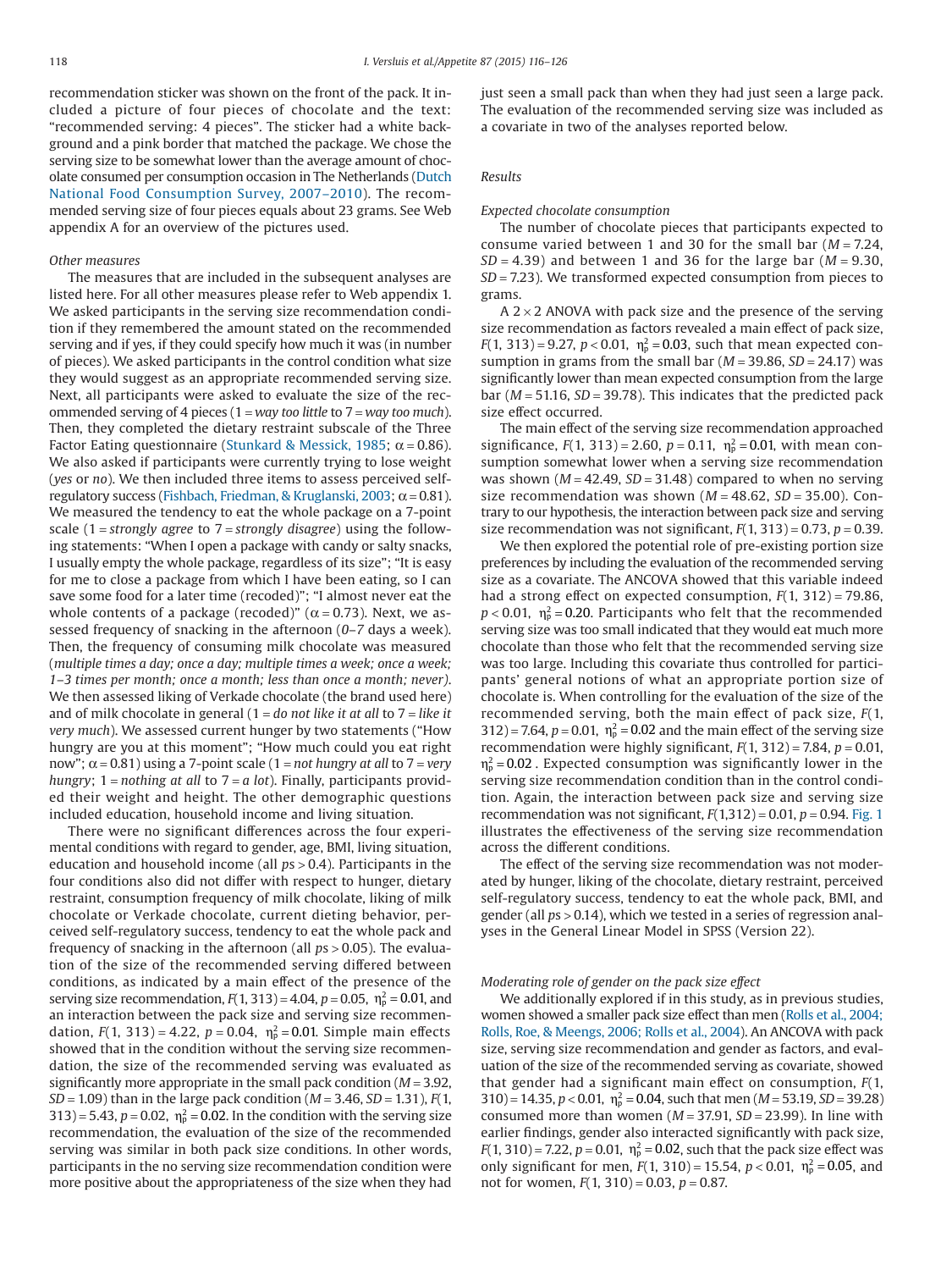recommendation sticker was shown on the front of the pack. It included a picture of four pieces of chocolate and the text: "recommended serving: 4 pieces". The sticker had a white background and a pink border that matched the package. We chose the serving size to be somewhat lower than the average amount of chocolate consumed per consumption occasion in The Netherlands (Dutch National Food Consumption Survey, 2007–2010). The recommended serving size of four pieces equals about 23 grams. See Web appendix A for an overview of the pictures used.

#### Other measures

The measures that are included in the subsequent analyses are listed here. For all other measures please refer to Web appendix 1. We asked participants in the serving size recommendation condition if they remembered the amount stated on the recommended serving and if yes, if they could specify how much it was (in number of pieces). We asked participants in the control condition what size they would suggest as an appropriate recommended serving size. Next, all participants were asked to evaluate the size of the recommended serving of 4 pieces (1 = *way too little* to 7 = *way too much*). Then, they completed the dietary restraint subscale of the Three Factor Eating questionnaire (Stunkard & Messick, 1985; α = 0.86). We also asked if participants were currently trying to lose weight (*yes* or *no*). We then included three items to assess perceived self-regulatory success (Fishbach, Friedman, & Kruglanski, 2003; α = 0.81). We measured the tendency to eat the whole package on a 7-point scale (1 = *strongly agree* to 7 = *strongly disagree*) using the following statements: "When I open a package with candy or salty snacks, I usually empty the whole package, regardless of its size"; "It is easy for me to close a package from which I have been eating, so I can save some food for a later time (recoded)"; "I almost never eat the whole contents of a package (recoded)" (α = 0.73). Next, we assessed frequency of snacking in the afternoon (*0–7* days a week). Then, the frequency of consuming milk chocolate was measured (*multiple times a day; once a day; multiple times a week; once a week; 1–3 times per month; once a month; less than once a month; never*). We then assessed liking of Verkade chocolate (the brand used here) and of milk chocolate in general (1 = *do not like it at all* to 7 = *like it very much*). We assessed current hunger by two statements ("How hungry are you at this moment"; "How much could you eat right now"; α = 0.81) using a 7-point scale (1 = *not hungry at all* to 7 = *very hungry*; 1 = *nothing at all* to 7 = *a lot*). Finally, participants provided their weight and height. The other demographic questions included education, household income and living situation.

There were no significant differences across the four experimental conditions with regard to gender, age, BMI, living situation, education and household income (all $p$s > 0.4). Participants in the four conditions also did not differ with respect to hunger, dietary restraint, consumption frequency of milk chocolate, liking of milk chocolate or Verkade chocolate, current dieting behavior, perceived self-regulatory success, tendency to eat the whole pack and frequency of snacking in the afternoon (all $p$s > 0.05). The evaluation of the size of the recommended serving differed between conditions, as indicated by a main effect of the presence of the serving size recommendation, $F(1, 313) = 4.04$, $p = 0.05$, $\eta^2_p = 0.01$, and an interaction between the pack size and serving size recommendation, $F(1, 313) = 4.22$, $p = 0.04$, $\eta^2_p = 0.01$. Simple main effects showed that in the condition without the serving size recommendation, the size of the recommended serving was evaluated as significantly more appropriate in the small pack condition ($M = 3.92$, $SD = 1.09$) than in the large pack condition ($M = 3.46$, $SD = 1.31$), $F(1, 313) = 5.43$, $p = 0.02$, $\eta^2_p = 0.02$. In the condition with the serving size recommendation, the evaluation of the size of the recommended serving was similar in both pack size conditions. In other words, participants in the no serving size recommendation condition were more positive about the appropriateness of the size when they had just seen a small pack than when they had just seen a large pack. The evaluation of the recommended serving size was included as a covariate in two of the analyses reported below.

### Results

#### Expected chocolate consumption

The number of chocolate pieces that participants expected to consume varied between 1 and 30 for the small bar ($M = 7.24$, $SD = 4.39$) and between 1 and 36 for the large bar ($M = 9.30$, $SD = 7.23$). We transformed expected consumption from pieces to grams.

A 2 × 2 ANOVA with pack size and the presence of the serving size recommendation as factors revealed a main effect of pack size, $F(1, 313) = 9.27$, $p < 0.01$, $\eta^2_p = 0.03$, such that mean expected consumption in grams from the small bar ($M = 39.86$, $SD = 24.17$) was significantly lower than mean expected consumption from the large bar ($M = 51.16$, $SD = 39.78$). This indicates that the predicted pack size effect occurred.

The main effect of the serving size recommendation approached significance, $F(1, 313) = 2.60$, $p = 0.11$, $\eta^2_p = 0.01$, with mean consumption somewhat lower when a serving size recommendation was shown ($M = 42.49$, $SD = 31.48$) compared to when no serving size recommendation was shown ($M = 48.62$, $SD = 35.00$). Contrary to our hypothesis, the interaction between pack size and serving size recommendation was not significant, $F(1, 313) = 0.73$, $p = 0.39$.

We then explored the potential role of pre-existing portion size preferences by including the evaluation of the recommended serving size as a covariate. The ANCOVA showed that this variable indeed had a strong effect on expected consumption, $F(1, 312) = 79.86$, $p < 0.01$, $\eta^2_p = 0.20$. Participants who felt that the recommended serving size was too small indicated that they would eat much more chocolate than those who felt that the recommended serving size was too large. Including this covariate thus controlled for participants' general notions of what an appropriate portion size of chocolate is. When controlling for the evaluation of the size of the recommended serving, both the main effect of pack size, $F(1, 312) = 7.64$, $p = 0.01$, $\eta^2_p = 0.02$ and the main effect of the serving size recommendation were highly significant, $F(1, 312) = 7.84$, $p = 0.01$, $\eta^2_p = 0.02$. Expected consumption was significantly lower in the serving size recommendation condition than in the control condition. Again, the interaction between pack size and serving size recommendation was not significant, $F(1,312) = 0.01$, $p = 0.94$. Fig. 1 illustrates the effectiveness of the serving size recommendation across the different conditions.

The effect of the serving size recommendation was not moderated by hunger, liking of the chocolate, dietary restraint, perceived self-regulatory success, tendency to eat the whole pack, BMI, and gender (all $p$s > 0.14), which we tested in a series of regression analyses in the General Linear Model in SPSS (Version 22).

#### Moderating role of gender on the pack size effect

We additionally explored if in this study, as in previous studies, women showed a smaller pack size effect than men (Rolls et al., 2004; Rolls, Roe, & Meengs, 2006; Rolls et al., 2004). An ANCOVA with pack size, serving size recommendation and gender as factors, and evaluation of the size of the recommended serving as covariate, showed that gender had a significant main effect on consumption, $F(1, 310) = 14.35$, $p < 0.01$, $\eta^2_p = 0.04$, such that men ($M = 53.19$, $SD = 39.28$) consumed more than women ($M = 37.91$, $SD = 23.99$). In line with earlier findings, gender also interacted significantly with pack size, $F(1, 310) = 7.22$, $p = 0.01$, $\eta^2_p = 0.02$, such that the pack size effect was only significant for men, $F(1, 310) = 15.54$, $p < 0.01$, $\eta^2_p = 0.05$, and not for women, $F(1, 310) = 0.03$, $p = 0.87$.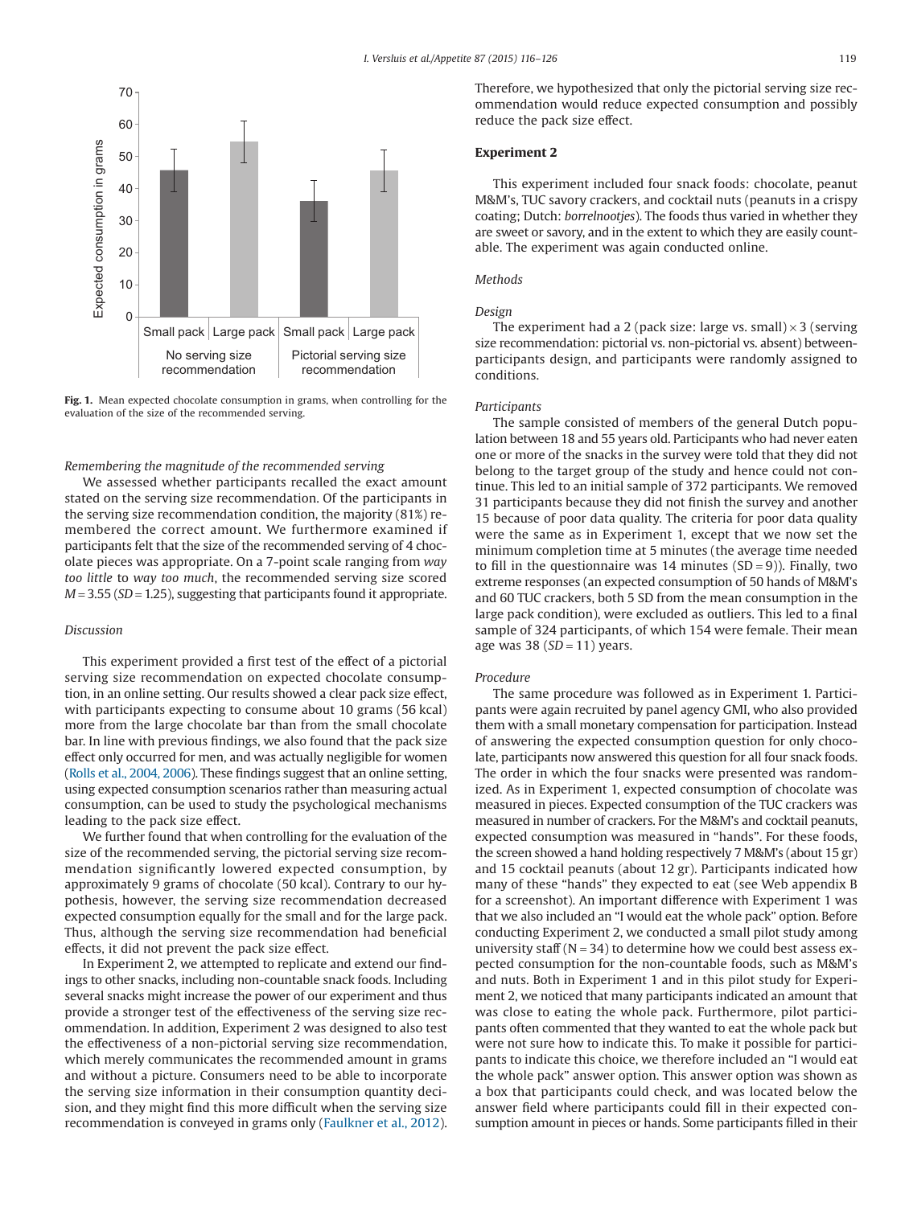Fig. 1. Mean expected chocolate consumption in grams, when controlling for the evaluation of the size of the recommended serving.

*Remembering the magnitude of the recommended serving*

We assessed whether participants recalled the exact amount stated on the serving size recommendation. Of the participants in the serving size recommendation condition, the majority (81%) remembered the correct amount. We furthermore examined if participants felt that the size of the recommended serving of 4 chocolate pieces was appropriate. On a 7-point scale ranging from *way too little* to *way too much*, the recommended serving size scored $M = 3.55$ ($SD = 1.25$), suggesting that participants found it appropriate.

*Discussion*

This experiment provided a first test of the effect of a pictorial serving size recommendation on expected chocolate consumption, in an online setting. Our results showed a clear pack size effect, with participants expecting to consume about 10 grams (56 kcal) more from the large chocolate bar than from the small chocolate bar. In line with previous findings, we also found that the pack size effect only occurred for men, and was actually negligible for women (Rolls et al., 2004, 2006). These findings suggest that an online setting, using expected consumption scenarios rather than measuring actual consumption, can be used to study the psychological mechanisms leading to the pack size effect.

We further found that when controlling for the evaluation of the size of the recommended serving, the pictorial serving size recommendation significantly lowered expected consumption, by approximately 9 grams of chocolate (50 kcal). Contrary to our hypothesis, however, the serving size recommendation decreased expected consumption equally for the small and for the large pack. Thus, although the serving size recommendation had beneficial effects, it did not prevent the pack size effect.

In Experiment 2, we attempted to replicate and extend our findings to other snacks, including non-countable snack foods. Including several snacks might increase the power of our experiment and thus provide a stronger test of the effectiveness of the serving size recommendation. In addition, Experiment 2 was designed to also test the effectiveness of a non-pictorial serving size recommendation, which merely communicates the recommended amount in grams and without a picture. Consumers need to be able to incorporate the serving size information in their consumption quantity decision, and they might find this more difficult when the serving size recommendation is conveyed in grams only (Faulkner et al., 2012). Therefore, we hypothesized that only the pictorial serving size recommendation would reduce expected consumption and possibly reduce the pack size effect.

## Experiment 2

This experiment included four snack foods: chocolate, peanut M&M's, TUC savory crackers, and cocktail nuts (peanuts in a crispy coating; Dutch: *borrelnootjes*). The foods thus varied in whether they are sweet or savory, and in the extent to which they are easily countable. The experiment was again conducted online.

*Methods*

*Design*

The experiment had a 2 (pack size: large vs. small) × 3 (serving size recommendation: pictorial vs. non-pictorial vs. absent) between-participants design, and participants were randomly assigned to conditions.

*Participants*

The sample consisted of members of the general Dutch population between 18 and 55 years old. Participants who had never eaten one or more of the snacks in the survey were told that they did not belong to the target group of the study and hence could not continue. This led to an initial sample of 372 participants. We removed 31 participants because they did not finish the survey and another 15 because of poor data quality. The criteria for poor data quality were the same as in Experiment 1, except that we now set the minimum completion time at 5 minutes (the average time needed to fill in the questionnaire was 14 minutes ($SD = 9$)). Finally, two extreme responses (an expected consumption of 50 hands of M&M's and 60 TUC crackers, both 5 SD from the mean consumption in the large pack condition), were excluded as outliers. This led to a final sample of 324 participants, of which 154 were female. Their mean age was 38 ($SD = 11$) years.

*Procedure*

The same procedure was followed as in Experiment 1. Participants were again recruited by panel agency GMI, who also provided them with a small monetary compensation for participation. Instead of answering the expected consumption question for only chocolate, participants now answered this question for all four snack foods. The order in which the four snacks were presented was randomized. As in Experiment 1, expected consumption of chocolate was measured in pieces. Expected consumption of the TUC crackers was measured in number of crackers. For the M&M's and cocktail peanuts, expected consumption was measured in "hands". For these foods, the screen showed a hand holding respectively 7 M&M's (about 15 gr) and 15 cocktail peanuts (about 12 gr). Participants indicated how many of these "hands" they expected to eat (see Web appendix B for a screenshot). An important difference with Experiment 1 was that we also included an "I would eat the whole pack" option. Before conducting Experiment 2, we conducted a small pilot study among university staff ($N = 34$) to determine how we could best assess expected consumption for the non-countable foods, such as M&M's and nuts. Both in Experiment 1 and in this pilot study for Experiment 2, we noticed that many participants indicated an amount that was close to eating the whole pack. Furthermore, pilot participants often commented that they wanted to eat the whole pack but were not sure how to indicate this. To make it possible for participants to indicate this choice, we therefore included an "I would eat the whole pack" answer option. This answer option was shown as a box that participants could check, and was located below the answer field where participants could fill in their expected consumption amount in pieces or hands. Some participants filled in their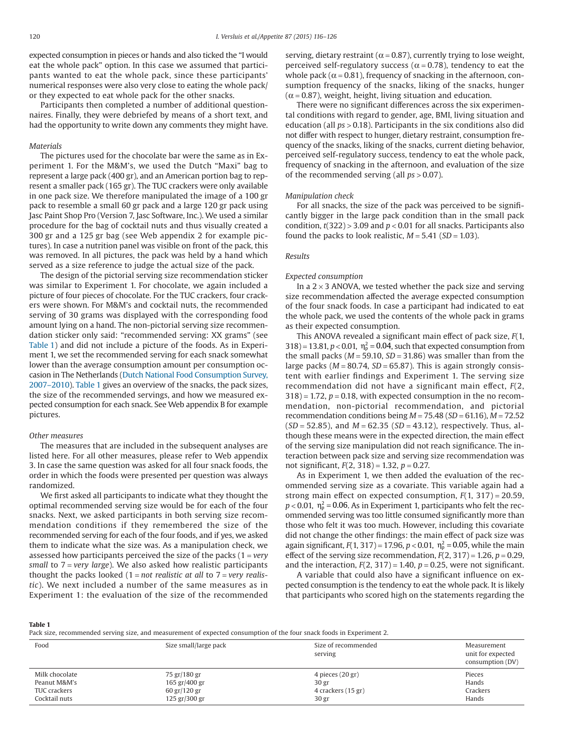expected consumption in pieces or hands and also ticked the "I would eat the whole pack" option. In this case we assumed that participants wanted to eat the whole pack, since these participants' numerical responses were also very close to eating the whole pack/ or they expected to eat whole pack for the other snacks.

Participants then completed a number of additional questionnaires. Finally, they were debriefed by means of a short text, and had the opportunity to write down any comments they might have.

### Materials

The pictures used for the chocolate bar were the same as in Experiment 1. For the M&M's, we used the Dutch "Maxi" bag to represent a large pack (400 gr), and an American portion bag to represent a smaller pack (165 gr). The TUC crackers were only available in one pack size. We therefore manipulated the image of a 100 gr pack to resemble a small 60 gr pack and a large 120 gr pack using Jasc Paint Shop Pro (Version 7, Jasc Software, Inc.). We used a similar procedure for the bag of cocktail nuts and thus visually created a 300 gr and a 125 gr bag (see Web appendix 2 for example pictures). In case a nutrition panel was visible on front of the pack, this was removed. In all pictures, the pack was held by a hand which served as a size reference to judge the actual size of the pack.

The design of the pictorial serving size recommendation sticker was similar to Experiment 1. For chocolate, we again included a picture of four pieces of chocolate. For the TUC crackers, four crackers were shown. For M&M's and cocktail nuts, the recommended serving of 30 grams was displayed with the corresponding food amount lying on a hand. The non-pictorial serving size recommendation sticker only said: "recommended serving: XX grams" (see Table 1) and did not include a picture of the foods. As in Experiment 1, we set the recommended serving for each snack somewhat lower than the average consumption amount per consumption occasion in The Netherlands (Dutch National Food Consumption Survey, 2007–2010). Table 1 gives an overview of the snacks, the pack sizes, the size of the recommended servings, and how we measured expected consumption for each snack. See Web appendix B for example pictures.

### Other measures

The measures that are included in the subsequent analyses are listed here. For all other measures, please refer to Web appendix 3. In case the same question was asked for all four snack foods, the order in which the foods were presented per question was always randomized.

We first asked all participants to indicate what they thought the optimal recommended serving size would be for each of the four snacks. Next, we asked participants in both serving size recommendation conditions if they remembered the size of the recommended serving for each of the four foods, and if yes, we asked them to indicate what the size was. As a manipulation check, we assessed how participants perceived the size of the packs (1 = *very small* to 7 = *very large*). We also asked how realistic participants thought the packs looked (1 = *not realistic at all* to 7 = *very realistic*). We next included a number of the same measures as in Experiment 1: the evaluation of the size of the recommended serving, dietary restraint ($\alpha = 0.87$), currently trying to lose weight, perceived self-regulatory success ($\alpha = 0.78$), tendency to eat the whole pack ($\alpha = 0.81$), frequency of snacking in the afternoon, consumption frequency of the snacks, liking of the snacks, hunger ($\alpha = 0.87$), weight, height, living situation and education.

There were no significant differences across the six experimental conditions with regard to gender, age, BMI, living situation and education (all $ps > 0.18$). Participants in the six conditions also did not differ with respect to hunger, dietary restraint, consumption frequency of the snacks, liking of the snacks, current dieting behavior, perceived self-regulatory success, tendency to eat the whole pack, frequency of snacking in the afternoon, and evaluation of the size of the recommended serving (all $ps > 0.07$).

### Manipulation check

For all snacks, the size of the pack was perceived to be significantly bigger in the large pack condition than in the small pack condition, $t(322) > 3.09$ and $p < 0.01$ for all snacks. Participants also found the packs to look realistic, $M = 5.41$ ($SD = 1.03$).

### Results

#### Expected consumption

In a 2 × 3 ANOVA, we tested whether the pack size and serving size recommendation affected the average expected consumption of the four snack foods. In case a participant had indicated to eat the whole pack, we used the contents of the whole pack in grams as their expected consumption.

This ANOVA revealed a significant main effect of pack size, $F(1, 318) = 13.81$, $p < 0.01$, $\eta_p^2 = 0.04$, such that expected consumption from the small packs ($M = 59.10$, $SD = 31.86$) was smaller than from the large packs ($M = 80.74$, $SD = 65.87$). This is again strongly consistent with earlier findings and Experiment 1. The serving size recommendation did not have a significant main effect, $F(2, 318) = 1.72$, $p = 0.18$, with expected consumption in the no recommendation, non-pictorial recommendation, and pictorial recommendation conditions being $M = 75.48$ ($SD = 61.16$), $M = 72.52$ ($SD = 52.85$), and $M = 62.35$ ($SD = 43.12$), respectively. Thus, although these means were in the expected direction, the main effect of the serving size manipulation did not reach significance. The interaction between pack size and serving size recommendation was not significant, $F(2, 318) = 1.32$, $p = 0.27$.

As in Experiment 1, we then added the evaluation of the recommended serving size as a covariate. This variable again had a strong main effect on expected consumption, $F(1, 317) = 20.59$, $p < 0.01$, $\eta_p^2 = 0.06$. As in Experiment 1, participants who felt the recommended serving was too little consumed significantly more than those who felt it was too much. However, including this covariate did not change the other findings: the main effect of pack size was again significant, $F(1, 317) = 17.96$, $p < 0.01$, $\eta_p^2 = 0.05$, while the main effect of the serving size recommendation, $F(2, 317) = 1.26$, $p = 0.29$, and the interaction, $F(2, 317) = 1.40$, $p = 0.25$, were not significant.

A variable that could also have a significant influence on expected consumption is the tendency to eat the whole pack. It is likely that participants who scored high on the statements regarding the

**Table 1**
Pack size, recommended serving size, and measurement of expected consumption of the four snack foods in Experiment 2.

| Food | Size small/large pack | Size of recommended serving | Measurement unit for expected consumption (DV) |
|---|---|---|---|
| Milk chocolate | 75 gr/180 gr | 4 pieces (20 gr) | Pieces |
| Peanut M&M's | 165 gr/400 gr | 30 gr | Hands |
| TUC crackers | 60 gr/120 gr | 4 crackers (15 gr) | Crackers |
| Cocktail nuts | 125 gr/300 gr | 30 gr | Hands |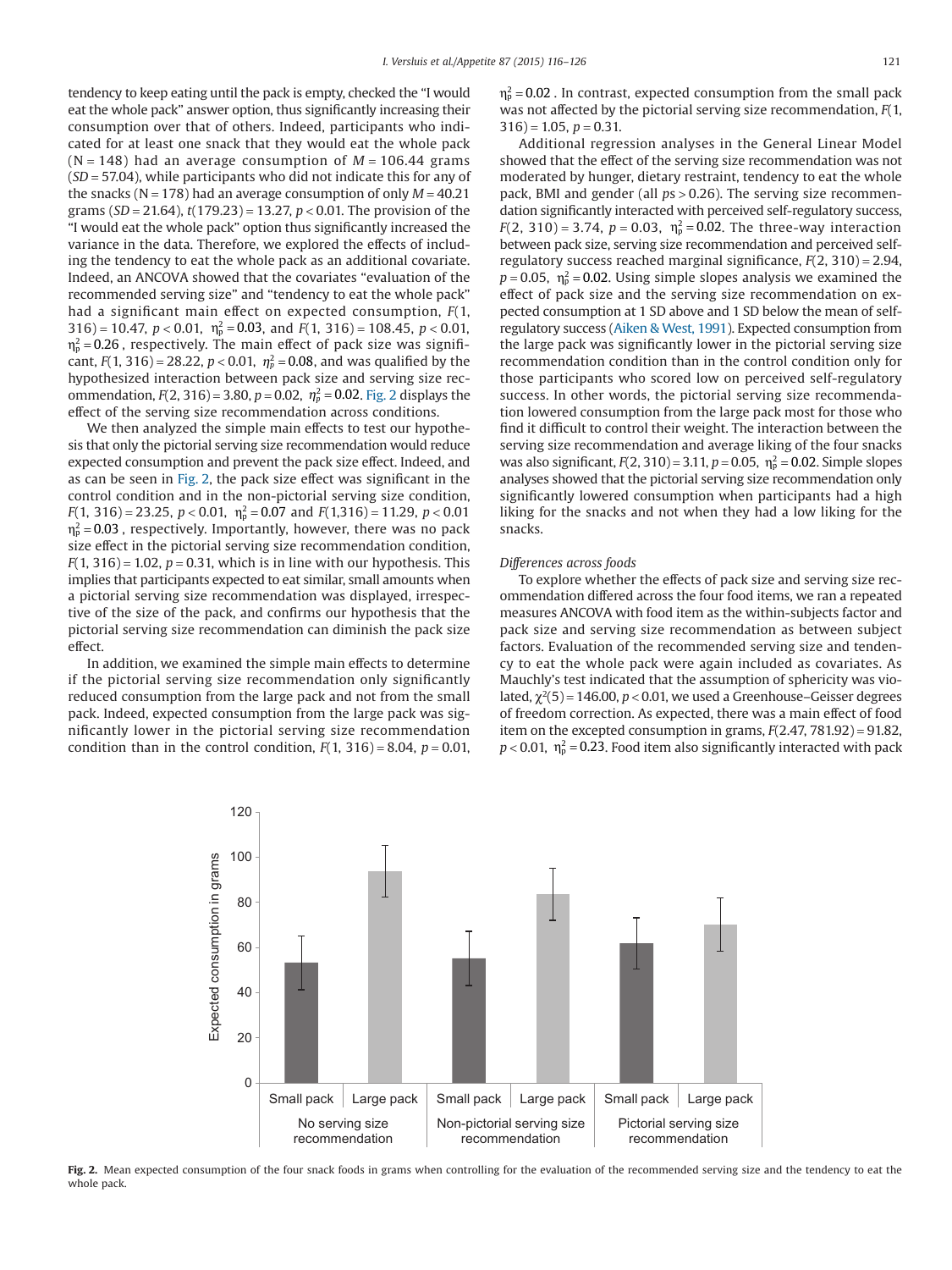tendency to keep eating until the pack is empty, checked the "I would eat the whole pack" answer option, thus significantly increasing their consumption over that of others. Indeed, participants who indicated for at least one snack that they would eat the whole pack ($N = 148$) had an average consumption of $M = 106.44$ grams ($SD = 57.04$), while participants who did not indicate this for any of the snacks ($N = 178$) had an average consumption of only $M = 40.21$ grams ($SD = 21.64$), $t(179.23) = 13.27$, $p < 0.01$. The provision of the "I would eat the whole pack" option thus significantly increased the variance in the data. Therefore, we explored the effects of including the tendency to eat the whole pack as an additional covariate. Indeed, an ANCOVA showed that the covariates "evaluation of the recommended serving size" and "tendency to eat the whole pack" had a significant main effect on expected consumption, $F(1, 316) = 10.47$, $p < 0.01$, $\eta_p^2 = 0.03$, and $F(1, 316) = 108.45$, $p < 0.01$, $\eta_p^2 = 0.26$, respectively. The main effect of pack size was significant, $F(1, 316) = 28.22$, $p < 0.01$, $\eta_p^2 = 0.08$, and was qualified by the hypothesized interaction between pack size and serving size recommendation, $F(2, 316) = 3.80$, $p = 0.02$, $\eta_p^2 = 0.02$. Fig. 2 displays the effect of the serving size recommendation across conditions.

We then analyzed the simple main effects to test our hypothesis that only the pictorial serving size recommendation would reduce expected consumption and prevent the pack size effect. Indeed, and as can be seen in Fig. 2, the pack size effect was significant in the control condition and in the non-pictorial serving size condition, $F(1, 316) = 23.25$, $p < 0.01$, $\eta_p^2 = 0.07$ and $F(1,316) = 11.29$, $p < 0.01$ $\eta_p^2 = 0.03$, respectively. Importantly, however, there was no pack size effect in the pictorial serving size recommendation condition, $F(1, 316) = 1.02$, $p = 0.31$, which is in line with our hypothesis. This implies that participants expected to eat similar, small amounts when a pictorial serving size recommendation was displayed, irrespective of the size of the pack, and confirms our hypothesis that the pictorial serving size recommendation can diminish the pack size effect.

In addition, we examined the simple main effects to determine if the pictorial serving size recommendation only significantly reduced consumption from the large pack and not from the small pack. Indeed, expected consumption from the large pack was significantly lower in the pictorial serving size recommendation condition than in the control condition, $F(1, 316) = 8.04$, $p = 0.01$, $\eta_p^2 = 0.02$. In contrast, expected consumption from the small pack was not affected by the pictorial serving size recommendation, $F(1, 316) = 1.05$, $p = 0.31$.

Additional regression analyses in the General Linear Model showed that the effect of the serving size recommendation was not moderated by hunger, dietary restraint, tendency to eat the whole pack, BMI and gender (all $ps > 0.26$). The serving size recommendation significantly interacted with perceived self-regulatory success, $F(2, 310) = 3.74$, $p = 0.03$, $\eta_p^2 = 0.02$. The three-way interaction between pack size, serving size recommendation and perceived self-regulatory success reached marginal significance, $F(2, 310) = 2.94$, $p = 0.05$, $\eta_p^2 = 0.02$. Using simple slopes analysis we examined the effect of pack size and the serving size recommendation on expected consumption at 1 SD above and 1 SD below the mean of self-regulatory success (Aiken & West, 1991). Expected consumption from the large pack was significantly lower in the pictorial serving size recommendation condition than in the control condition only for those participants who scored low on perceived self-regulatory success. In other words, the pictorial serving size recommendation lowered consumption from the large pack most for those who find it difficult to control their weight. The interaction between the serving size recommendation and average liking of the four snacks was also significant, $F(2, 310) = 3.11$, $p = 0.05$, $\eta_p^2 = 0.02$. Simple slopes analyses showed that the pictorial serving size recommendation only significantly lowered consumption when participants had a high liking for the snacks and not when they had a low liking for the snacks.

*Differences across foods*

To explore whether the effects of pack size and serving size recommendation differed across the four food items, we ran a repeated measures ANCOVA with food item as the within-subjects factor and pack size and serving size recommendation as between subject factors. Evaluation of the recommended serving size and tendency to eat the whole pack were again included as covariates. As Mauchly's test indicated that the assumption of sphericity was violated, $\chi^2(5) = 146.00$, $p < 0.01$, we used a Greenhouse–Geisser degrees of freedom correction. As expected, there was a main effect of food item on the excepted consumption in grams, $F(2.47, 781.92) = 91.82$, $p < 0.01$, $\eta_p^2 = 0.23$. Food item also significantly interacted with pack

**Fig. 2.** Mean expected consumption of the four snack foods in grams when controlling for the evaluation of the recommended serving size and the tendency to eat the whole pack.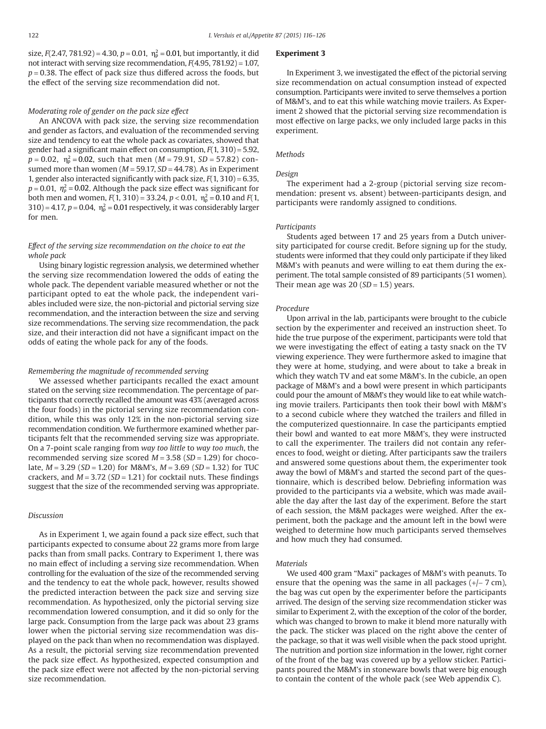size, $F(2.47, 781.92) = 4.30$, $p = 0.01$, $\eta_p^2 = 0.01$, but importantly, it did not interact with serving size recommendation, $F(4.95, 781.92) = 1.07$, $p = 0.38$. The effect of pack size thus differed across the foods, but the effect of the serving size recommendation did not.

#### *Moderating role of gender on the pack size effect*

An ANCOVA with pack size, the serving size recommendation and gender as factors, and evaluation of the recommended serving size and tendency to eat the whole pack as covariates, showed that gender had a significant main effect on consumption, $F(1, 310) = 5.92$, $p = 0.02$, $\eta_p^2 = 0.02$, such that men ($M = 79.91$, $SD = 57.82$) consumed more than women ($M = 59.17$, $SD = 44.78$). As in Experiment 1, gender also interacted significantly with pack size, $F(1, 310) = 6.35$, $p = 0.01$, $\eta_p^2 = 0.02$. Although the pack size effect was significant for both men and women, $F(1, 310) = 33.24$, $p < 0.01$, $\eta_p^2 = 0.10$ and $F(1, 310) = 4.17$, $p = 0.04$, $\eta_p^2 = 0.01$ respectively, it was considerably larger for men.

#### *Effect of the serving size recommendation on the choice to eat the whole pack*

Using binary logistic regression analysis, we determined whether the serving size recommendation lowered the odds of eating the whole pack. The dependent variable measured whether or not the participant opted to eat the whole pack, the independent variables included were size, the non-pictorial and pictorial serving size recommendation, and the interaction between the size and serving size recommendations. The serving size recommendation, the pack size, and their interaction did not have a significant impact on the odds of eating the whole pack for any of the foods.

#### *Remembering the magnitude of recommended serving*

We assessed whether participants recalled the exact amount stated on the serving size recommendation. The percentage of participants that correctly recalled the amount was 43% (averaged across the four foods) in the pictorial serving size recommendation condition, while this was only 12% in the non-pictorial serving size recommendation condition. We furthermore examined whether participants felt that the recommended serving size was appropriate. On a 7-point scale ranging from *way too little* to *way too much*, the recommended serving size scored $M = 3.58$ ($SD = 1.29$) for chocolate, $M = 3.29$ ($SD = 1.20$) for M&M's, $M = 3.69$ ($SD = 1.32$) for TUC crackers, and $M = 3.72$ ($SD = 1.21$) for cocktail nuts. These findings suggest that the size of the recommended serving was appropriate.

### *Discussion*

As in Experiment 1, we again found a pack size effect, such that participants expected to consume about 22 grams more from large packs than from small packs. Contrary to Experiment 1, there was no main effect of including a serving size recommendation. When controlling for the evaluation of the size of the recommended serving and the tendency to eat the whole pack, however, results showed the predicted interaction between the pack size and serving size recommendation. As hypothesized, only the pictorial serving size recommendation lowered consumption, and it did so only for the large pack. Consumption from the large pack was about 23 grams lower when the pictorial serving size recommendation was displayed on the pack than when no recommendation was displayed. As a result, the pictorial serving size recommendation prevented the pack size effect. As hypothesized, expected consumption and the pack size effect were not affected by the non-pictorial serving size recommendation.

## **Experiment 3**

In Experiment 3, we investigated the effect of the pictorial serving size recommendation on actual consumption instead of expected consumption. Participants were invited to serve themselves a portion of M&M's, and to eat this while watching movie trailers. As Experiment 2 showed that the pictorial serving size recommendation is most effective on large packs, we only included large packs in this experiment.

### *Methods*

#### *Design*

The experiment had a 2-group (pictorial serving size recommendation: present vs. absent) between-participants design, and participants were randomly assigned to conditions.

#### *Participants*

Students aged between 17 and 25 years from a Dutch university participated for course credit. Before signing up for the study, students were informed that they could only participate if they liked M&M's with peanuts and were willing to eat them during the experiment. The total sample consisted of 89 participants (51 women). Their mean age was 20 ($SD = 1.5$) years.

#### *Procedure*

Upon arrival in the lab, participants were brought to the cubicle section by the experimenter and received an instruction sheet. To hide the true purpose of the experiment, participants were told that we were investigating the effect of eating a tasty snack on the TV viewing experience. They were furthermore asked to imagine that they were at home, studying, and were about to take a break in which they watch TV and eat some M&M's. In the cubicle, an open package of M&M's and a bowl were present in which participants could pour the amount of M&M's they would like to eat while watching movie trailers. Participants then took their bowl with M&M's to a second cubicle where they watched the trailers and filled in the computerized questionnaire. In case the participants emptied their bowl and wanted to eat more M&M's, they were instructed to call the experimenter. The trailers did not contain any references to food, weight or dieting. After participants saw the trailers and answered some questions about them, the experimenter took away the bowl of M&M's and started the second part of the questionnaire, which is described below. Debriefing information was provided to the participants via a website, which was made available the day after the last day of the experiment. Before the start of each session, the M&M packages were weighed. After the experiment, both the package and the amount left in the bowl were weighed to determine how much participants served themselves and how much they had consumed.

#### *Materials*

We used 400 gram "Maxi" packages of M&M's with peanuts. To ensure that the opening was the same in all packages (+/− 7 cm), the bag was cut open by the experimenter before the participants arrived. The design of the serving size recommendation sticker was similar to Experiment 2, with the exception of the color of the border, which was changed to brown to make it blend more naturally with the pack. The sticker was placed on the right above the center of the package, so that it was well visible when the pack stood upright. The nutrition and portion size information in the lower, right corner of the front of the bag was covered up by a yellow sticker. Participants poured the M&M's in stoneware bowls that were big enough to contain the content of the whole pack (see Web appendix C).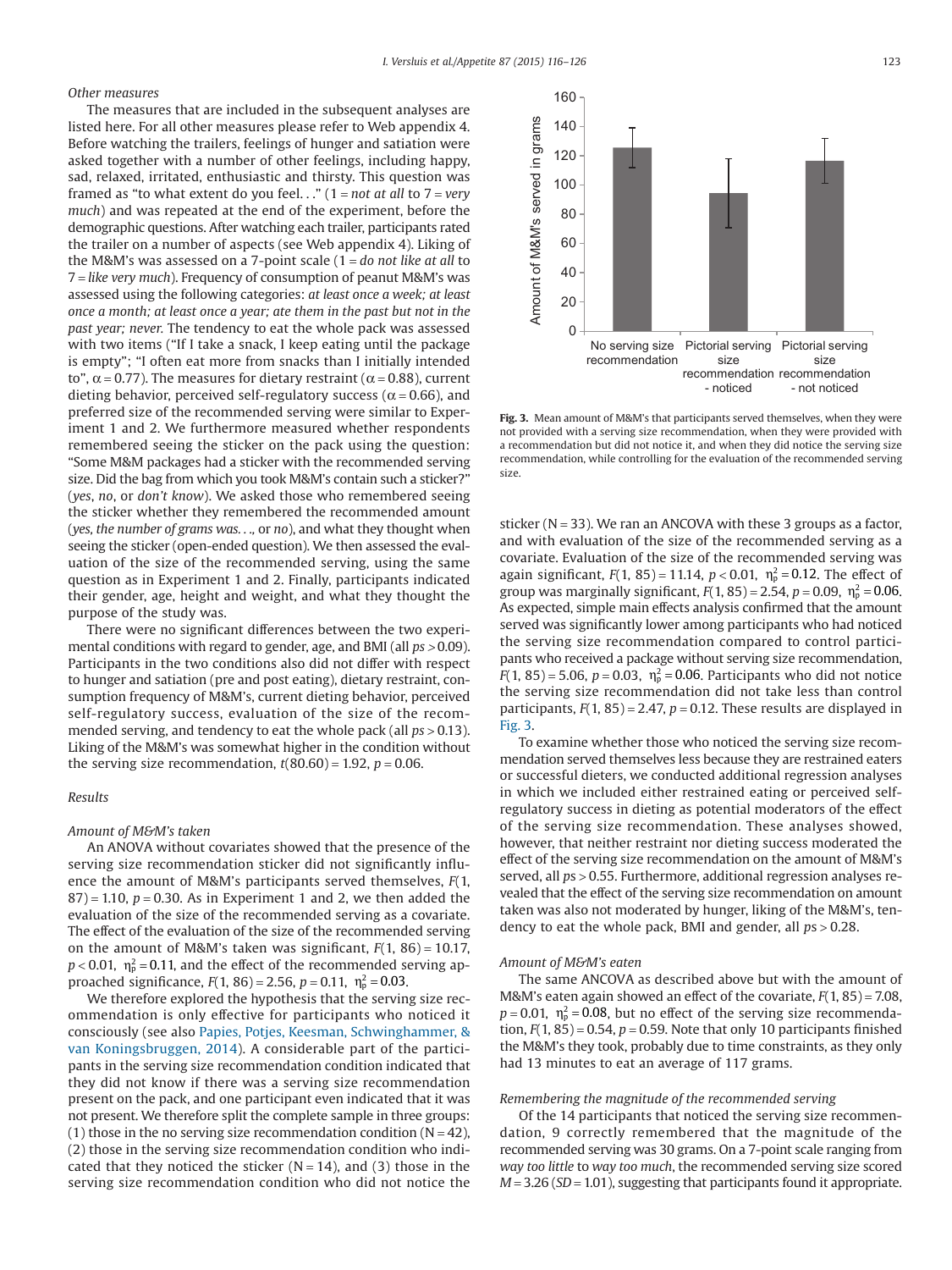*Other measures*

The measures that are included in the subsequent analyses are listed here. For all other measures please refer to Web appendix 4. Before watching the trailers, feelings of hunger and satiation were asked together with a number of other feelings, including happy, sad, relaxed, irritated, enthusiastic and thirsty. This question was framed as "to what extent do you feel. . ." (1 = *not at all* to 7 = *very much*) and was repeated at the end of the experiment, before the demographic questions. After watching each trailer, participants rated the trailer on a number of aspects (see Web appendix 4). Liking of the M&M's was assessed on a 7-point scale (1 = *do not like at all* to 7 = *like very much*). Frequency of consumption of peanut M&M's was assessed using the following categories: *at least once a week; at least once a month; at least once a year; ate them in the past but not in the past year; never.* The tendency to eat the whole pack was assessed with two items ("If I take a snack, I keep eating until the package is empty"; "I often eat more from snacks than I initially intended to", $\alpha = 0.77$). The measures for dietary restraint ($\alpha = 0.88$), current dieting behavior, perceived self-regulatory success ($\alpha = 0.66$), and preferred size of the recommended serving were similar to Experiment 1 and 2. We furthermore measured whether respondents remembered seeing the sticker on the pack using the question: "Some M&M packages had a sticker with the recommended serving size. Did the bag from which you took M&M's contain such a sticker?" (*yes*, *no*, or *don't know*). We asked those who remembered seeing the sticker whether they remembered the recommended amount (*yes, the number of grams was. . .,* or *no*), and what they thought when seeing the sticker (open-ended question). We then assessed the evaluation of the size of the recommended serving, using the same question as in Experiment 1 and 2. Finally, participants indicated their gender, age, height and weight, and what they thought the purpose of the study was.

There were no significant differences between the two experimental conditions with regard to gender, age, and BMI (all $ps > 0.09$). Participants in the two conditions also did not differ with respect to hunger and satiation (pre and post eating), dietary restraint, consumption frequency of M&M's, current dieting behavior, perceived self-regulatory success, evaluation of the size of the recommended serving, and tendency to eat the whole pack (all $ps > 0.13$). Liking of the M&M's was somewhat higher in the condition without the serving size recommendation, $t(80.60) = 1.92$, $p = 0.06$.

*Results*

*Amount of M&M's taken*

An ANOVA without covariates showed that the presence of the serving size recommendation sticker did not significantly influence the amount of M&M's participants served themselves, $F(1, 87) = 1.10$, $p = 0.30$. As in Experiment 1 and 2, we then added the evaluation of the size of the recommended serving as a covariate. The effect of the evaluation of the size of the recommended serving on the amount of M&M's taken was significant, $F(1, 86) = 10.17$, $p < 0.01$, $\eta^2_p = 0.11$, and the effect of the recommended serving approached significance, $F(1, 86) = 2.56$, $p = 0.11$, $\eta^2_p = 0.03$.

We therefore explored the hypothesis that the serving size recommendation is only effective for participants who noticed it consciously (see also Papies, Potjes, Keesman, Schwinghammer, & van Koningsbruggen, 2014). A considerable part of the participants in the serving size recommendation condition indicated that they did not know if there was a serving size recommendation present on the pack, and one participant even indicated that it was not present. We therefore split the complete sample in three groups: (1) those in the no serving size recommendation condition (N = 42), (2) those in the serving size recommendation condition who indicated that they noticed the sticker (N = 14), and (3) those in the serving size recommendation condition who did not notice the sticker (N = 33). We ran an ANCOVA with these 3 groups as a factor, and with evaluation of the size of the recommended serving as a covariate. Evaluation of the size of the recommended serving was again significant, $F(1, 85) = 11.14$, $p < 0.01$, $\eta^2_p = 0.12$. The effect of group was marginally significant, $F(1, 85) = 2.54$, $p = 0.09$, $\eta^2_p = 0.06$. As expected, simple main effects analysis confirmed that the amount served was significantly lower among participants who had noticed the serving size recommendation compared to control participants who received a package without serving size recommendation, $F(1, 85) = 5.06$, $p = 0.03$, $\eta^2_p = 0.06$. Participants who did not notice the serving size recommendation did not take less than control participants, $F(1, 85) = 2.47$, $p = 0.12$. These results are displayed in Fig. 3.

**Fig. 3.** Mean amount of M&M's that participants served themselves, when they were not provided with a serving size recommendation, when they were provided with a recommendation but did not notice it, and when they did notice the serving size recommendation, while controlling for the evaluation of the recommended serving size.

To examine whether those who noticed the serving size recommendation served themselves less because they are restrained eaters or successful dieters, we conducted additional regression analyses in which we included either restrained eating or perceived self-regulatory success in dieting as potential moderators of the effect of the serving size recommendation. These analyses showed, however, that neither restraint nor dieting success moderated the effect of the serving size recommendation on the amount of M&M's served, all $ps > 0.55$. Furthermore, additional regression analyses revealed that the effect of the serving size recommendation on amount taken was also not moderated by hunger, liking of the M&M's, tendency to eat the whole pack, BMI and gender, all $ps > 0.28$.

*Amount of M&M's eaten*

The same ANCOVA as described above but with the amount of M&M's eaten again showed an effect of the covariate, $F(1, 85) = 7.08$, $p = 0.01$, $\eta^2_p = 0.08$, but no effect of the serving size recommendation, $F(1, 85) = 0.54$, $p = 0.59$. Note that only 10 participants finished the M&M's they took, probably due to time constraints, as they only had 13 minutes to eat an average of 117 grams.

*Remembering the magnitude of the recommended serving*

Of the 14 participants that noticed the serving size recommendation, 9 correctly remembered that the magnitude of the recommended serving was 30 grams. On a 7-point scale ranging from *way too little* to *way too much*, the recommended serving size scored $M = 3.26$ ($SD = 1.01$), suggesting that participants found it appropriate.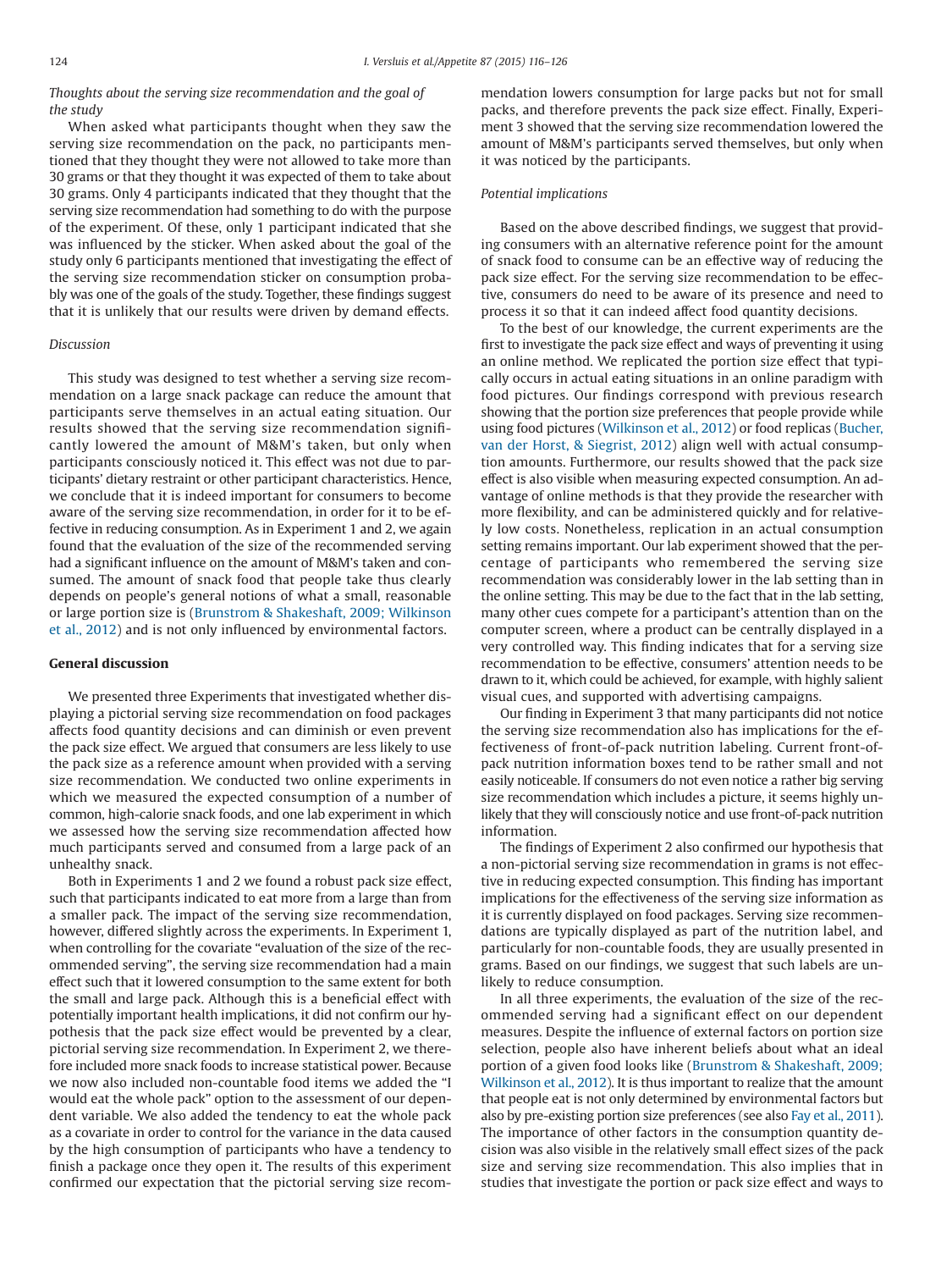*Thoughts about the serving size recommendation and the goal of the study*

When asked what participants thought when they saw the serving size recommendation on the pack, no participants mentioned that they thought they were not allowed to take more than 30 grams or that they thought it was expected of them to take about 30 grams. Only 4 participants indicated that they thought that the serving size recommendation had something to do with the purpose of the experiment. Of these, only 1 participant indicated that she was influenced by the sticker. When asked about the goal of the study only 6 participants mentioned that investigating the effect of the serving size recommendation sticker on consumption probably was one of the goals of the study. Together, these findings suggest that it is unlikely that our results were driven by demand effects.

*Discussion*

This study was designed to test whether a serving size recommendation on a large snack package can reduce the amount that participants serve themselves in an actual eating situation. Our results showed that the serving size recommendation significantly lowered the amount of M&M's taken, but only when participants consciously noticed it. This effect was not due to participants' dietary restraint or other participant characteristics. Hence, we conclude that it is indeed important for consumers to become aware of the serving size recommendation, in order for it to be effective in reducing consumption. As in Experiment 1 and 2, we again found that the evaluation of the size of the recommended serving had a significant influence on the amount of M&M's taken and consumed. The amount of snack food that people take thus clearly depends on people's general notions of what a small, reasonable or large portion size is (Brunstrom & Shakeshaft, 2009; Wilkinson et al., 2012) and is not only influenced by environmental factors.

## General discussion

We presented three Experiments that investigated whether displaying a pictorial serving size recommendation on food packages affects food quantity decisions and can diminish or even prevent the pack size effect. We argued that consumers are less likely to use the pack size as a reference amount when provided with a serving size recommendation. We conducted two online experiments in which we measured the expected consumption of a number of common, high-calorie snack foods, and one lab experiment in which we assessed how the serving size recommendation affected how much participants served and consumed from a large pack of an unhealthy snack.

Both in Experiments 1 and 2 we found a robust pack size effect, such that participants indicated to eat more from a large than from a smaller pack. The impact of the serving size recommendation, however, differed slightly across the experiments. In Experiment 1, when controlling for the covariate "evaluation of the size of the recommended serving", the serving size recommendation had a main effect such that it lowered consumption to the same extent for both the small and large pack. Although this is a beneficial effect with potentially important health implications, it did not confirm our hypothesis that the pack size effect would be prevented by a clear, pictorial serving size recommendation. In Experiment 2, we therefore included more snack foods to increase statistical power. Because we now also included non-countable food items we added the "I would eat the whole pack" option to the assessment of our dependent variable. We also added the tendency to eat the whole pack as a covariate in order to control for the variance in the data caused by the high consumption of participants who have a tendency to finish a package once they open it. The results of this experiment confirmed our expectation that the pictorial serving size recommendation lowers consumption for large packs but not for small packs, and therefore prevents the pack size effect. Finally, Experiment 3 showed that the serving size recommendation lowered the amount of M&M's participants served themselves, but only when it was noticed by the participants.

*Potential implications*

Based on the above described findings, we suggest that providing consumers with an alternative reference point for the amount of snack food to consume can be an effective way of reducing the pack size effect. For the serving size recommendation to be effective, consumers do need to be aware of its presence and need to process it so that it can indeed affect food quantity decisions.

To the best of our knowledge, the current experiments are the first to investigate the pack size effect and ways of preventing it using an online method. We replicated the portion size effect that typically occurs in actual eating situations in an online paradigm with food pictures. Our findings correspond with previous research showing that the portion size preferences that people provide while using food pictures (Wilkinson et al., 2012) or food replicas (Bucher, van der Horst, & Siegrist, 2012) align well with actual consumption amounts. Furthermore, our results showed that the pack size effect is also visible when measuring expected consumption. An advantage of online methods is that they provide the researcher with more flexibility, and can be administered quickly and for relatively low costs. Nonetheless, replication in an actual consumption setting remains important. Our lab experiment showed that the percentage of participants who remembered the serving size recommendation was considerably lower in the lab setting than in the online setting. This may be due to the fact that in the lab setting, many other cues compete for a participant's attention than on the computer screen, where a product can be centrally displayed in a very controlled way. This finding indicates that for a serving size recommendation to be effective, consumers' attention needs to be drawn to it, which could be achieved, for example, with highly salient visual cues, and supported with advertising campaigns.

Our finding in Experiment 3 that many participants did not notice the serving size recommendation also has implications for the effectiveness of front-of-pack nutrition labeling. Current front-of-pack nutrition information boxes tend to be rather small and not easily noticeable. If consumers do not even notice a rather big serving size recommendation which includes a picture, it seems highly unlikely that they will consciously notice and use front-of-pack nutrition information.

The findings of Experiment 2 also confirmed our hypothesis that a non-pictorial serving size recommendation in grams is not effective in reducing expected consumption. This finding has important implications for the effectiveness of the serving size information as it is currently displayed on food packages. Serving size recommendations are typically displayed as part of the nutrition label, and particularly for non-countable foods, they are usually presented in grams. Based on our findings, we suggest that such labels are unlikely to reduce consumption.

In all three experiments, the evaluation of the size of the recommended serving had a significant effect on our dependent measures. Despite the influence of external factors on portion size selection, people also have inherent beliefs about what an ideal portion of a given food looks like (Brunstrom & Shakeshaft, 2009; Wilkinson et al., 2012). It is thus important to realize that the amount that people eat is not only determined by environmental factors but also by pre-existing portion size preferences (see also Fay et al., 2011). The importance of other factors in the consumption quantity decision was also visible in the relatively small effect sizes of the pack size and serving size recommendation. This also implies that in studies that investigate the portion or pack size effect and ways to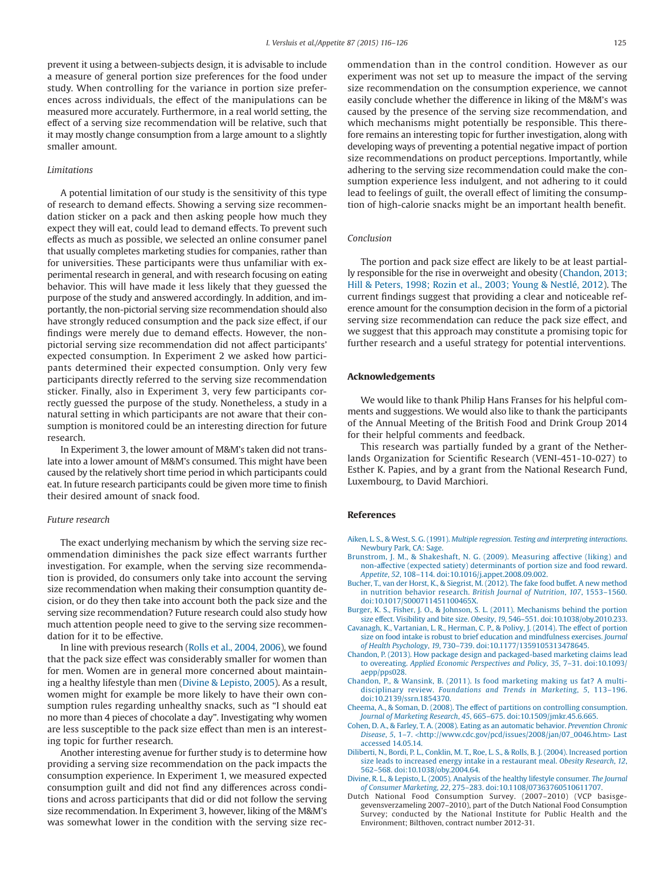prevent it using a between-subjects design, it is advisable to include a measure of general portion size preferences for the food under study. When controlling for the variance in portion size preferences across individuals, the effect of the manipulations can be measured more accurately. Furthermore, in a real world setting, the effect of a serving size recommendation will be relative, such that it may mostly change consumption from a large amount to a slightly smaller amount.

*Limitations*

A potential limitation of our study is the sensitivity of this type of research to demand effects. Showing a serving size recommendation sticker on a pack and then asking people how much they expect they will eat, could lead to demand effects. To prevent such effects as much as possible, we selected an online consumer panel that usually completes marketing studies for companies, rather than for universities. These participants were thus unfamiliar with experimental research in general, and with research focusing on eating behavior. This will have made it less likely that they guessed the purpose of the study and answered accordingly. In addition, and importantly, the non-pictorial serving size recommendation should also have strongly reduced consumption and the pack size effect, if our findings were merely due to demand effects. However, the non-pictorial serving size recommendation did not affect participants' expected consumption. In Experiment 2 we asked how participants determined their expected consumption. Only very few participants directly referred to the serving size recommendation sticker. Finally, also in Experiment 3, very few participants correctly guessed the purpose of the study. Nonetheless, a study in a natural setting in which participants are not aware that their consumption is monitored could be an interesting direction for future research.

In Experiment 3, the lower amount of M&M's taken did not translate into a lower amount of M&M's consumed. This might have been caused by the relatively short time period in which participants could eat. In future research participants could be given more time to finish their desired amount of snack food.

*Future research*

The exact underlying mechanism by which the serving size recommendation diminishes the pack size effect warrants further investigation. For example, when the serving size recommendation is provided, do consumers only take into account the serving size recommendation when making their consumption quantity decision, or do they then take into account both the pack size and the serving size recommendation? Future research could also study how much attention people need to give to the serving size recommendation for it to be effective.

In line with previous research (Rolls et al., 2004, 2006), we found that the pack size effect was considerably smaller for women than for men. Women are in general more concerned about maintaining a healthy lifestyle than men (Divine & Lepisto, 2005). As a result, women might for example be more likely to have their own consumption rules regarding unhealthy snacks, such as "I should eat no more than 4 pieces of chocolate a day". Investigating why women are less susceptible to the pack size effect than men is an interesting topic for further research.

Another interesting avenue for further study is to determine how providing a serving size recommendation on the pack impacts the consumption experience. In Experiment 1, we measured expected consumption guilt and did not find any differences across conditions and across participants that did or did not follow the serving size recommendation. In Experiment 3, however, liking of the M&M's was somewhat lower in the condition with the serving size recommendation than in the control condition. However as our experiment was not set up to measure the impact of the serving size recommendation on the consumption experience, we cannot easily conclude whether the difference in liking of the M&M's was caused by the presence of the serving size recommendation, and which mechanisms might potentially be responsible. This therefore remains an interesting topic for further investigation, along with developing ways of preventing a potential negative impact of portion size recommendations on product perceptions. Importantly, while adhering to the serving size recommendation could make the consumption experience less indulgent, and not adhering to it could lead to feelings of guilt, the overall effect of limiting the consumption of high-calorie snacks might be an important health benefit.

*Conclusion*

The portion and pack size effect are likely to be at least partially responsible for the rise in overweight and obesity (Chandon, 2013; Hill & Peters, 1998; Rozin et al., 2003; Young & Nestlé, 2012). The current findings suggest that providing a clear and noticeable reference amount for the consumption decision in the form of a pictorial serving size recommendation can reduce the pack size effect, and we suggest that this approach may constitute a promising topic for further research and a useful strategy for potential interventions.

## Acknowledgements

We would like to thank Philip Hans Franses for his helpful comments and suggestions. We would also like to thank the participants of the Annual Meeting of the British Food and Drink Group 2014 for their helpful comments and feedback.

This research was partially funded by a grant of the Netherlands Organization for Scientific Research (VENI-451-10-027) to Esther K. Papies, and by a grant from the National Research Fund, Luxembourg, to David Marchiori.

## References

Aiken, L. S., & West, S. G. (1991). *Multiple regression. Testing and interpreting interactions*. Newbury Park, CA: Sage.

Brunstrom, J. M., & Shakeshaft, N. G. (2009). Measuring affective (liking) and non-affective (expected satiety) determinants of portion size and food reward. *Appetite*, *52*, 108–114. doi:10.1016/j.appet.2008.09.002.

Bucher, T., van der Horst, K., & Siegrist, M. (2012). The fake food buffet. A new method in nutrition behavior research. *British Journal of Nutrition*, *107*, 1553–1560. doi:10.1017/S000711451100465X.

Burger, K. S., Fisher, J. O., & Johnson, S. L. (2011). Mechanisms behind the portion size effect. Visibility and bite size. *Obesity*, *19*, 546–551. doi:10.1038/oby.2010.233.

Cavanagh, K., Vartanian, L. R., Herman, C. P., & Polivy, J. (2014). The effect of portion size on food intake is robust to brief education and mindfulness exercises. *Journal of Health Psychology*, *19*, 730–739. doi:10.1177/1359105313478645.

Chandon, P. (2013). How package design and packaged-based marketing claims lead to overeating. *Applied Economic Perspectives and Policy*, *35*, 7–31. doi:10.1093/aepp/pps028.

Chandon, P., & Wansink, B. (2011). Is food marketing making us fat? A multi-disciplinary review. *Foundations and Trends in Marketing*, *5*, 113–196. doi:10.2139/ssrn.1854370.

Cheema, A., & Soman, D. (2008). The effect of partitions on controlling consumption. *Journal of Marketing Research*, *45*, 665–675. doi:10.1509/jmkr.45.6.665.

Cohen, D. A., & Farley, T. A. (2008). Eating as an automatic behavior. *Prevention Chronic Disease*, *5*, 1–7. <http://www.cdc.gov/pcd/issues/2008/jan/07_0046.htm> Last accessed 14.05.14.

Diliberti, N., Bordi, P. L., Conklin, M. T., Roe, L. S., & Rolls, B. J. (2004). Increased portion size leads to increased energy intake in a restaurant meal. *Obesity Research*, *12*, 562–568. doi:10.1038/oby.2004.64.

Divine, R. L., & Lepisto, L. (2005). Analysis of the healthy lifestyle consumer. *The Journal of Consumer Marketing*, *22*, 275–283. doi:10.1108/07363760510611707.

Dutch National Food Consumption Survey. (2007–2010) (VCP basisgegevensverzameling 2007–2010), part of the Dutch National Food Consumption Survey; conducted by the National Institute for Public Health and the Environment; Bilthoven, contract number 2012-31.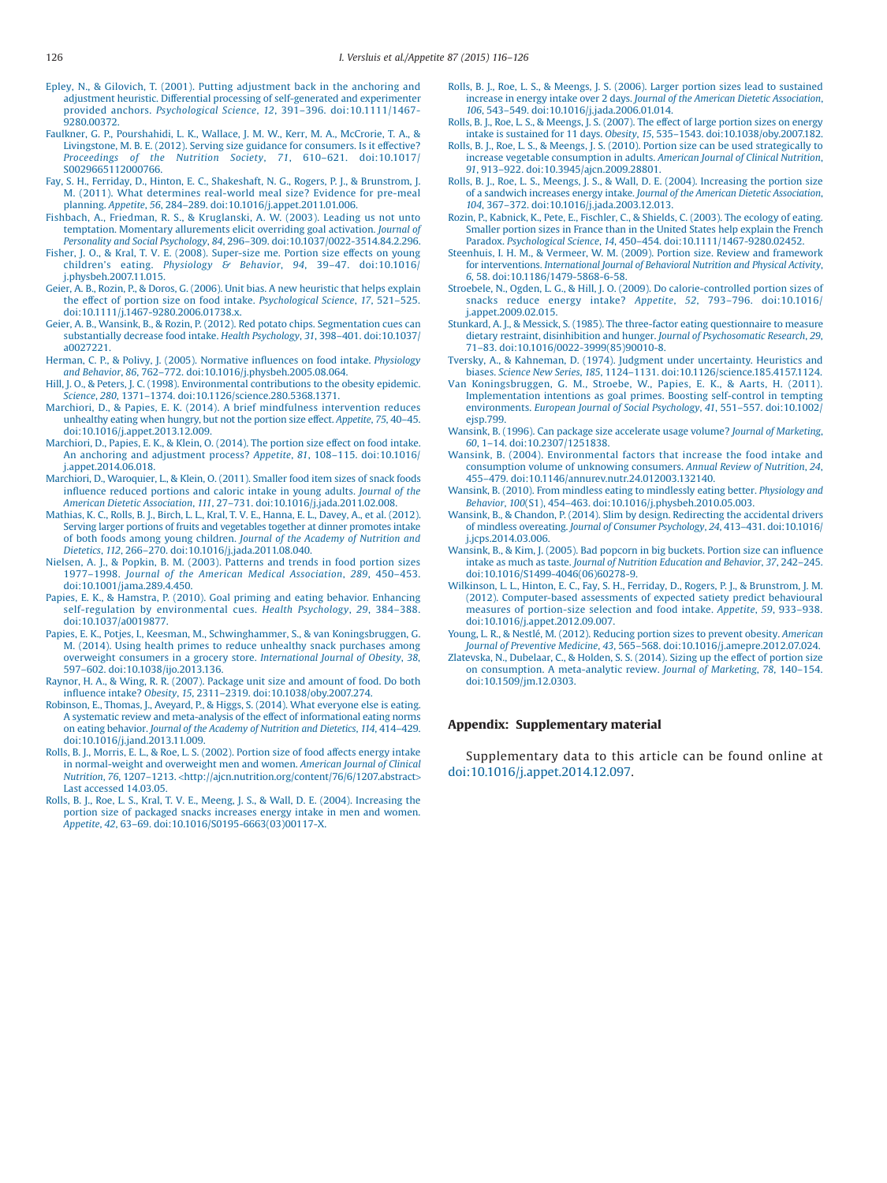Epley, N., & Gilovich, T. (2001). Putting adjustment back in the anchoring and adjustment heuristic. Differential processing of self-generated and experimenter provided anchors. *Psychological Science*, *12*, 391–396. doi:10.1111/1467-9280.00372.

Faulkner, G. P., Pourshahidi, L. K., Wallace, J. M. W., Kerr, M. A., McCrorie, T. A., & Livingstone, M. B. E. (2012). Serving size guidance for consumers. Is it effective? *Proceedings of the Nutrition Society*, *71*, 610–621. doi:10.1017/S0029665112000766.

Fay, S. H., Ferriday, D., Hinton, E. C., Shakeshaft, N. G., Rogers, P. J., & Brunstrom, J. M. (2011). What determines real-world meal size? Evidence for pre-meal planning. *Appetite*, *56*, 284–289. doi:10.1016/j.appet.2011.01.006.

Fishbach, A., Friedman, R. S., & Kruglanski, A. W. (2003). Leading us not unto temptation. Momentary allurements elicit overriding goal activation. *Journal of Personality and Social Psychology*, *84*, 296–309. doi:10.1037/0022-3514.84.2.296.

Fisher, J. O., & Kral, T. V. E. (2008). Super-size me. Portion size effects on young children's eating. *Physiology & Behavior*, *94*, 39–47. doi:10.1016/j.physbeh.2007.11.015.

Geier, A. B., Rozin, P., & Doros, G. (2006). Unit bias. A new heuristic that helps explain the effect of portion size on food intake. *Psychological Science*, *17*, 521–525. doi:10.1111/j.1467-9280.2006.01738.x.

Geier, A. B., Wansink, B., & Rozin, P. (2012). Red potato chips. Segmentation cues can substantially decrease food intake. *Health Psychology*, *31*, 398–401. doi:10.1037/a0027221.

Herman, C. P., & Polivy, J. (2005). Normative influences on food intake. *Physiology and Behavior*, *86*, 762–772. doi:10.1016/j.physbeh.2005.08.064.

Hill, J. O., & Peters, J. C. (1998). Environmental contributions to the obesity epidemic. *Science*, *280*, 1371–1374. doi:10.1126/science.280.5368.1371.

Marchiori, D., & Papies, E. K. (2014). A brief mindfulness intervention reduces unhealthy eating when hungry, but not the portion size effect. *Appetite*, *75*, 40–45. doi:10.1016/j.appet.2013.12.009.

Marchiori, D., Papies, E. K., & Klein, O. (2014). The portion size effect on food intake. An anchoring and adjustment process? *Appetite*, *81*, 108–115. doi:10.1016/j.appet.2014.06.018.

Marchiori, D., Waroquier, L., & Klein, O. (2011). Smaller food item sizes of snack foods influence reduced portions and caloric intake in young adults. *Journal of the American Dietetic Association*, *111*, 27–731. doi:10.1016/j.jada.2011.02.008.

Mathias, K. C., Rolls, B. J., Birch, L. L., Kral, T. V. E., Hanna, E. L., Davey, A., et al. (2012). Serving larger portions of fruits and vegetables together at dinner promotes intake of both foods among young children. *Journal of the Academy of Nutrition and Dietetics*, *112*, 266–270. doi:10.1016/j.jada.2011.08.040.

Nielsen, A. J., & Popkin, B. M. (2003). Patterns and trends in food portion sizes 1977–1998. *Journal of the American Medical Association*, *289*, 450–453. doi:10.1001/jama.289.4.450.

Papies, E. K., & Hamstra, P. (2010). Goal priming and eating behavior. Enhancing self-regulation by environmental cues. *Health Psychology*, *29*, 384–388. doi:10.1037/a0019877.

Papies, E. K., Potjes, I., Keesman, M., Schwinghammer, S., & van Koningsbruggen, G. M. (2014). Using health primes to reduce unhealthy snack purchases among overweight consumers in a grocery store. *International Journal of Obesity*, *38*, 597–602. doi:10.1038/ijo.2013.136.

Raynor, H. A., & Wing, R. R. (2007). Package unit size and amount of food. Do both influence intake? *Obesity*, *15*, 2311–2319. doi:10.1038/oby.2007.274.

Robinson, E., Thomas, J., Aveyard, P., & Higgs, S. (2014). What everyone else is eating. A systematic review and meta-analysis of the effect of informational eating norms on eating behavior. *Journal of the Academy of Nutrition and Dietetics*, *114*, 414–429. doi:10.1016/j.jand.2013.11.009.

Rolls, B. J., Morris, E. L., & Roe, L. S. (2002). Portion size of food affects energy intake in normal-weight and overweight men and women. *American Journal of Clinical Nutrition*, *76*, 1207–1213. <http://ajcn.nutrition.org/content/76/6/1207.abstract> Last accessed 14.03.05.

Rolls, B. J., Roe, L. S., Kral, T. V. E., Meeng, J. S., & Wall, D. E. (2004). Increasing the portion size of packaged snacks increases energy intake in men and women. *Appetite*, *42*, 63–69. doi:10.1016/S0195-6663(03)00117-X.

Rolls, B. J., Roe, L. S., & Meengs, J. S. (2006). Larger portion sizes lead to sustained increase in energy intake over 2 days. *Journal of the American Dietetic Association*, *106*, 543–549. doi:10.1016/j.jada.2006.01.014.

Rolls, B. J., Roe, L. S., & Meengs, J. S. (2007). The effect of large portion sizes on energy intake is sustained for 11 days. *Obesity*, *15*, 535–1543. doi:10.1038/oby.2007.182.

Rolls, B. J., Roe, L. S., & Meengs, J. S. (2010). Portion size can be used strategically to increase vegetable consumption in adults. *American Journal of Clinical Nutrition*, *91*, 913–922. doi:10.3945/ajcn.2009.28801.

Rolls, B. J., Roe, L. S., Meengs, J. S., & Wall, D. E. (2004). Increasing the portion size of a sandwich increases energy intake. *Journal of the American Dietetic Association*, *104*, 367–372. doi:10.1016/j.jada.2003.12.013.

Rozin, P., Kabnick, K., Pete, E., Fischler, C., & Shields, C. (2003). The ecology of eating. Smaller portion sizes in France than in the United States help explain the French Paradox. *Psychological Science*, *14*, 450–454. doi:10.1111/1467-9280.02452.

Steenhuis, I. H. M., & Vermeer, W. M. (2009). Portion size. Review and framework for interventions. *International Journal of Behavioral Nutrition and Physical Activity*, *6*, 58. doi:10.1186/1479-5868-6-58.

Stroebele, N., Ogden, L. G., & Hill, J. O. (2009). Do calorie-controlled portion sizes of snacks reduce energy intake? *Appetite*, *52*, 793–796. doi:10.1016/j.appet.2009.02.015.

Stunkard, A. J., & Messick, S. (1985). The three-factor eating questionnaire to measure dietary restraint, disinhibition and hunger. *Journal of Psychosomatic Research*, *29*, 71–83. doi:10.1016/0022-3999(85)90010-8.

Tversky, A., & Kahneman, D. (1974). Judgment under uncertainty. Heuristics and biases. *Science New Series*, *185*, 1124–1131. doi:10.1126/science.185.4157.1124.

Van Koningsbruggen, G. M., Stroebe, W., Papies, E. K., & Aarts, H. (2011). Implementation intentions as goal primes. Boosting self-control in tempting environments. *European Journal of Social Psychology*, *41*, 551–557. doi:10.1002/ejsp.799.

Wansink, B. (1996). Can package size accelerate usage volume? *Journal of Marketing*, *60*, 1–14. doi:10.2307/1251838.

Wansink, B. (2004). Environmental factors that increase the food intake and consumption volume of unknowing consumers. *Annual Review of Nutrition*, *24*, 455–479. doi:10.1146/annurev.nutr.24.012003.132140.

Wansink, B. (2010). From mindless eating to mindlessly eating better. *Physiology and Behavior*, *100*(S1), 454–463. doi:10.1016/j.physbeh.2010.05.003.

Wansink, B., & Chandon, P. (2014). Slim by design. Redirecting the accidental drivers of mindless overeating. *Journal of Consumer Psychology*, *24*, 413–431. doi:10.1016/j.jcps.2014.03.006.

Wansink, B., & Kim, J. (2005). Bad popcorn in big buckets. Portion size can influence intake as much as taste. *Journal of Nutrition Education and Behavior*, *37*, 242–245. doi:10.1016/S1499-4046(06)60278-9.

Wilkinson, L. L., Hinton, E. C., Fay, S. H., Ferriday, D., Rogers, P. J., & Brunstrom, J. M. (2012). Computer-based assessments of expected satiety predict behavioural measures of portion-size selection and food intake. *Appetite*, *59*, 933–938. doi:10.1016/j.appet.2012.09.007.

Young, L. R., & Nestlé, M. (2012). Reducing portion sizes to prevent obesity. *American Journal of Preventive Medicine*, *43*, 565–568. doi:10.1016/j.amepre.2012.07.024.

Zlatevska, N., Dubelaar, C., & Holden, S. S. (2014). Sizing up the effect of portion size on consumption. A meta-analytic review. *Journal of Marketing*, *78*, 140–154. doi:10.1509/jm.12.0303.

## Appendix: Supplementary material

Supplementary data to this article can be found online at doi:10.1016/j.appet.2014.12.097.